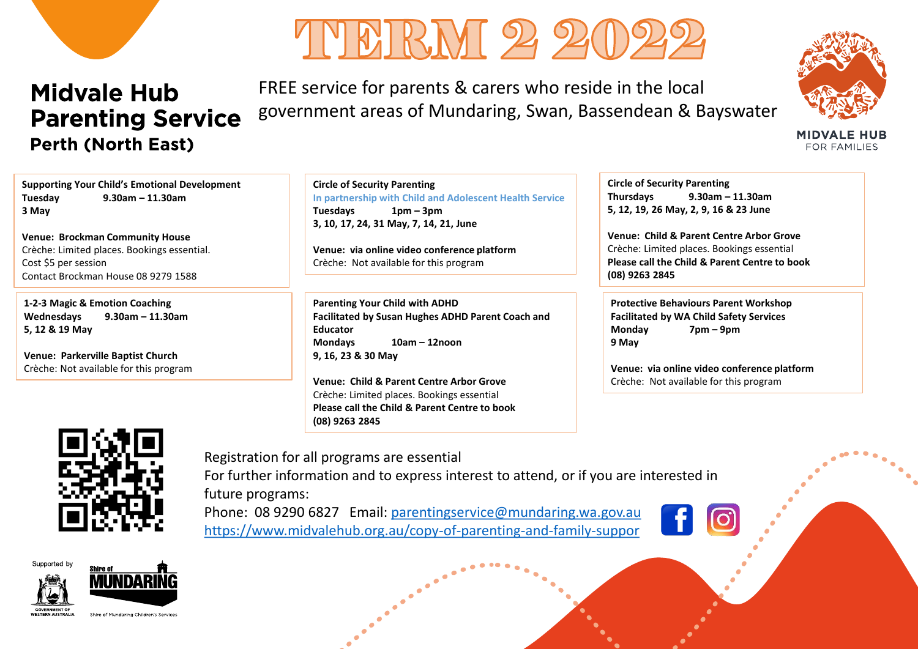# TERM 2 2022

## Midvale Hub Parenting Service

### Perth (North East)

FREE service for parents & carers who reside in the local government areas of Mundaring, Swan, Bassendean & Bayswater

MIDVALE HUB FOR FAMILIES

**Supporting Your Child's Emotional Development**
**Tuesday 9.30am – 11.30am**
**3 May**

**Venue: Brockman Community House**
Crèche: Limited places. Bookings essential.
Cost $5 per session
Contact Brockman House 08 9279 1588

**1-2-3 Magic & Emotion Coaching**
**Wednesdays 9.30am – 11.30am**
**5, 12 & 19 May**

**Venue: Parkerville Baptist Church**
Crèche: Not available for this program

**Circle of Security Parenting**
**In partnership with Child and Adolescent Health Service**
**Tuesdays 1pm – 3pm**
**3, 10, 17, 24, 31 May, 7, 14, 21, June**

**Venue: via online video conference platform**
Crèche: Not available for this program

**Parenting Your Child with ADHD**
**Facilitated by Susan Hughes ADHD Parent Coach and Educator**
**Mondays 10am – 12noon**
**9, 16, 23 & 30 May**

**Venue: Child & Parent Centre Arbor Grove**
Crèche: Limited places. Bookings essential
**Please call the Child & Parent Centre to book (08) 9263 2845**

**Circle of Security Parenting**
**Thursdays 9.30am – 11.30am**
**5, 12, 19, 26 May, 2, 9, 16 & 23 June**

**Venue: Child & Parent Centre Arbor Grove**
Crèche: Limited places. Bookings essential
**Please call the Child & Parent Centre to book (08) 9263 2845**

**Protective Behaviours Parent Workshop**
**Facilitated by WA Child Safety Services**
**Monday 7pm – 9pm**
**9 May**

**Venue: via online video conference platform**
Crèche: Not available for this program

Registration for all programs are essential
For further information and to express interest to attend, or if you are interested in future programs:
Phone: 08 9290 6827 Email: parentingservice@mundaring.wa.gov.au
https://www.midvalehub.org.au/copy-of-parenting-and-family-suppor

Supported by

GOVERNMENT OF WESTERN AUSTRALIA

Shire of MUNDARING

Shire of Mundaring Children's Services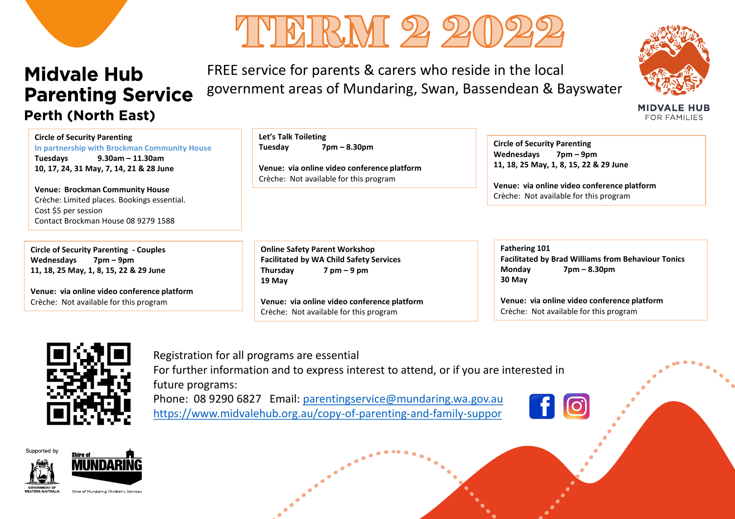# TERM 2 2022

## Midvale Hub Parenting Service
### Perth (North East)

FREE service for parents & carers who reside in the local government areas of Mundaring, Swan, Bassendean & Bayswater

MIDVALE HUB FOR FAMILIES

**Circle of Security Parenting**
In partnership with Brockman Community House
**Tuesdays 9.30am – 11.30am**
**10, 17, 24, 31 May, 7, 14, 21 & 28 June**

**Venue: Brockman Community House**
Crèche: Limited places. Bookings essential.
Cost $5 per session
Contact Brockman House 08 9279 1588

**Let's Talk Toileting**
**Tuesday 7pm – 8.30pm**

**Venue: via online video conference platform**
Crèche: Not available for this program

**Circle of Security Parenting**
**Wednesdays 7pm – 9pm**
**11, 18, 25 May, 1, 8, 15, 22 & 29 June**

**Venue: via online video conference platform**
Crèche: Not available for this program

**Circle of Security Parenting - Couples**
**Wednesdays 7pm – 9pm**
**11, 18, 25 May, 1, 8, 15, 22 & 29 June**

**Venue: via online video conference platform**
Crèche: Not available for this program

**Online Safety Parent Workshop**
**Facilitated by WA Child Safety Services**
**Thursday 7 pm – 9 pm**
**19 May**

**Venue: via online video conference platform**
Crèche: Not available for this program

**Fathering 101**
**Facilitated by Brad Williams from Behaviour Tonics**
**Monday 7pm – 8.30pm**
**30 May**

**Venue: via online video conference platform**
Crèche: Not available for this program

Registration for all programs are essential
For further information and to express interest to attend, or if you are interested in future programs:
Phone: 08 9290 6827 Email: parentingservice@mundaring.wa.gov.au
https://www.midvalehub.org.au/copy-of-parenting-and-family-suppor

Supported by
GOVERNMENT OF WESTERN AUSTRALIA
Shire of MUNDARING
Shire of Mundaring Children's Services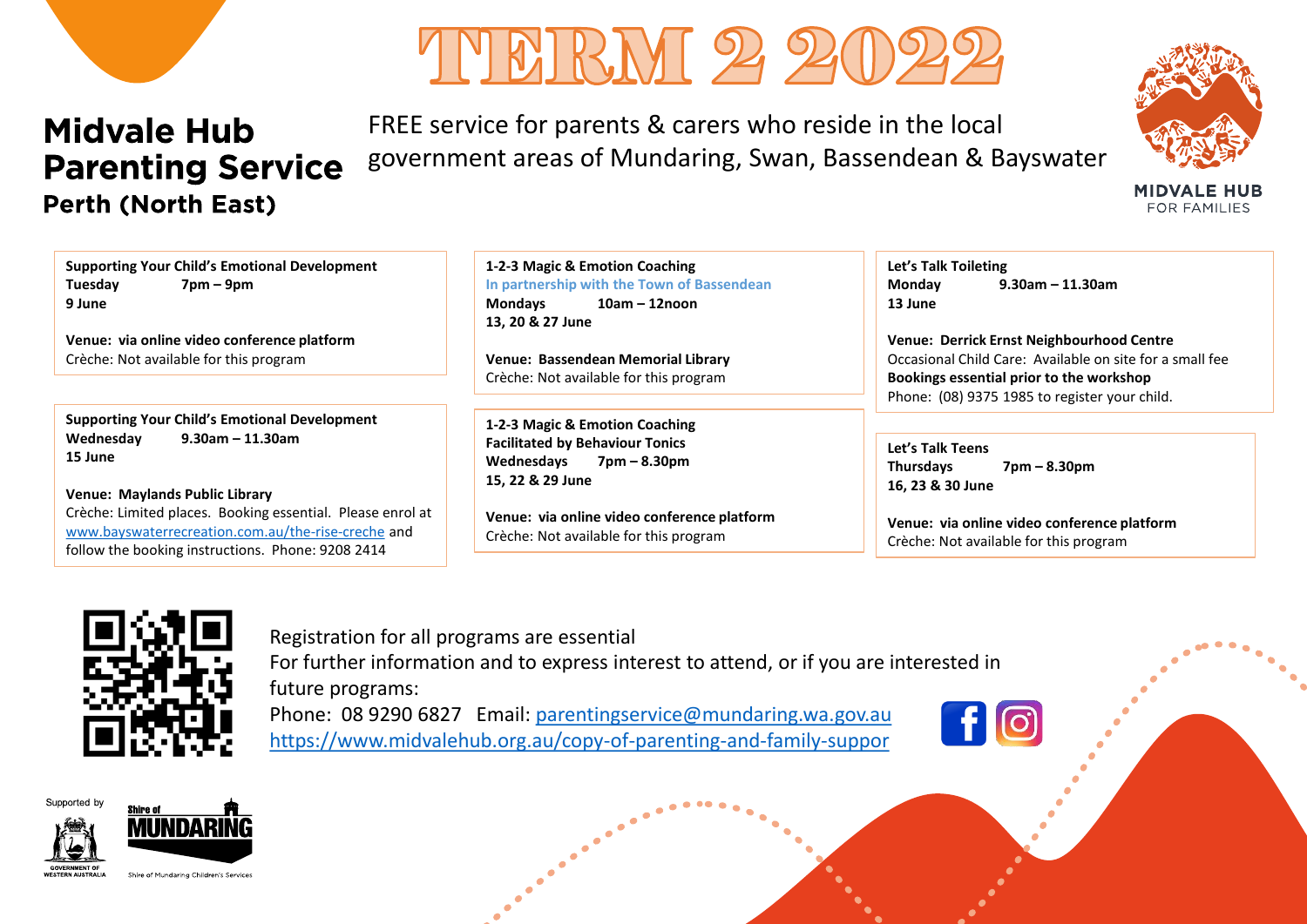# TERM 2 2022

## Midvale Hub Parenting Service

### Perth (North East)

FREE service for parents & carers who reside in the local government areas of Mundaring, Swan, Bassendean & Bayswater

MIDVALE HUB FOR FAMILIES

**Supporting Your Child's Emotional Development**
**Tuesday 7pm – 9pm**
**9 June**

**Venue: via online video conference platform**
Crèche: Not available for this program

**Supporting Your Child's Emotional Development**
**Wednesday 9.30am – 11.30am**
**15 June**

**Venue: Maylands Public Library**
Crèche: Limited places. Booking essential. Please enrol at www.bayswaterrecreation.com.au/the-rise-creche and follow the booking instructions. Phone: 9208 2414

**1-2-3 Magic & Emotion Coaching**
**In partnership with the Town of Bassendean**
**Mondays 10am – 12noon**
**13, 20 & 27 June**

**Venue: Bassendean Memorial Library**
Crèche: Not available for this program

**1-2-3 Magic & Emotion Coaching**
**Facilitated by Behaviour Tonics**
**Wednesdays 7pm – 8.30pm**
**15, 22 & 29 June**

**Venue: via online video conference platform**
Crèche: Not available for this program

**Let's Talk Toileting**
**Monday 9.30am – 11.30am**
**13 June**

**Venue: Derrick Ernst Neighbourhood Centre**
Occasional Child Care: Available on site for a small fee
**Bookings essential prior to the workshop**
Phone: (08) 9375 1985 to register your child.

**Let's Talk Teens**
**Thursdays 7pm – 8.30pm**
**16, 23 & 30 June**

**Venue: via online video conference platform**
Crèche: Not available for this program

Registration for all programs are essential
For further information and to express interest to attend, or if you are interested in future programs:
Phone: 08 9290 6827 Email: parentingservice@mundaring.wa.gov.au
https://www.midvalehub.org.au/copy-of-parenting-and-family-suppor

Supported by

GOVERNMENT OF WESTERN AUSTRALIA

Shire of MUNDARING
Shire of Mundaring Children's Services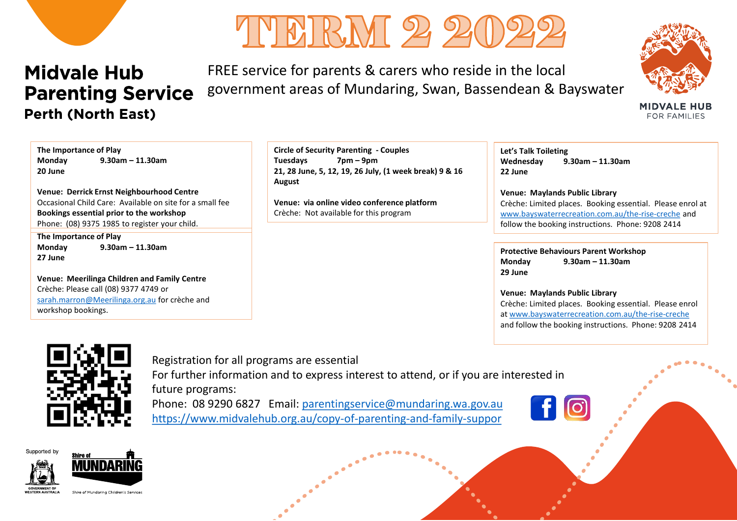# TERM 2 2022

## Midvale Hub Parenting Service

### Perth (North East)

FREE service for parents & carers who reside in the local government areas of Mundaring, Swan, Bassendean & Bayswater

MIDVALE HUB FOR FAMILIES

**The Importance of Play**
**Monday 9.30am – 11.30am**
**20 June**

**Venue: Derrick Ernst Neighbourhood Centre**
Occasional Child Care: Available on site for a small fee
**Bookings essential prior to the workshop**
Phone: (08) 9375 1985 to register your child.

**The Importance of Play**
**Monday 9.30am – 11.30am**
**27 June**

**Venue: Meerilinga Children and Family Centre**
Crèche: Please call (08) 9377 4749 or sarah.marron@Meerilinga.org.au for crèche and workshop bookings.

**Circle of Security Parenting - Couples**
**Tuesdays 7pm – 9pm**
**21, 28 June, 5, 12, 19, 26 July, (1 week break) 9 & 16 August**

**Venue: via online video conference platform**
Crèche: Not available for this program

**Let's Talk Toileting**
**Wednesday 9.30am – 11.30am**
**22 June**

**Venue: Maylands Public Library**
Crèche: Limited places. Booking essential. Please enrol at www.bayswaterrecreation.com.au/the-rise-creche and follow the booking instructions. Phone: 9208 2414

**Protective Behaviours Parent Workshop**
**Monday 9.30am – 11.30am**
**29 June**

**Venue: Maylands Public Library**
Crèche: Limited places. Booking essential. Please enrol at www.bayswaterrecreation.com.au/the-rise-creche and follow the booking instructions. Phone: 9208 2414

Registration for all programs are essential
For further information and to express interest to attend, or if you are interested in future programs:
Phone: 08 9290 6827 Email: parentingservice@mundaring.wa.gov.au
https://www.midvalehub.org.au/copy-of-parenting-and-family-suppor

Supported by

GOVERNMENT OF WESTERN AUSTRALIA

Shire of MUNDARING

Shire of Mundaring Children's Services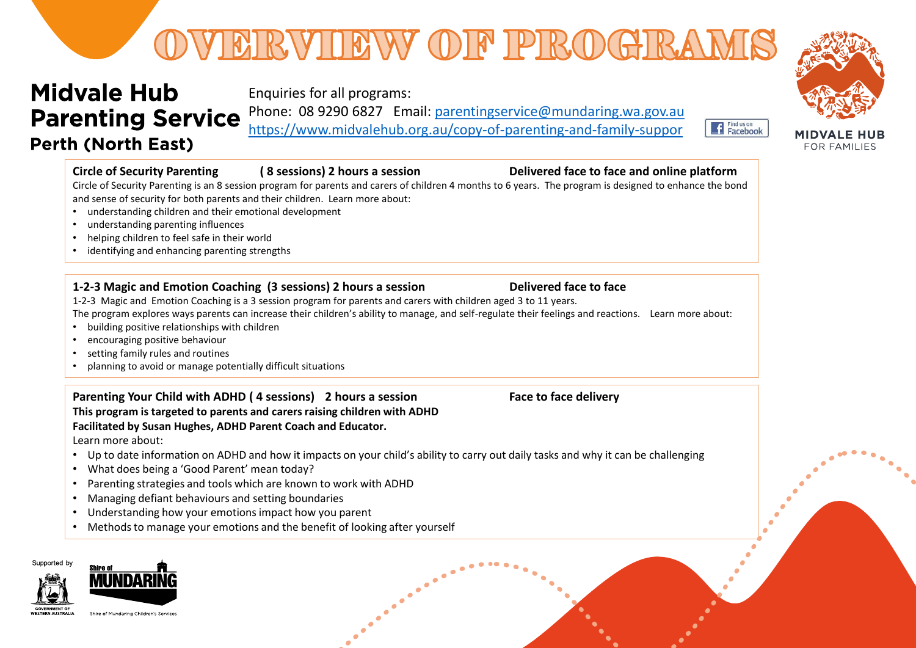# OVERVIEW OF PROGRAMS

## Midvale Hub Parenting Service
### Perth (North East)

Enquiries for all programs:
Phone: 08 9290 6827 Email: parentingservice@mundaring.wa.gov.au
https://www.midvalehub.org.au/copy-of-parenting-and-family-suppor

Find us on Facebook

MIDVALE HUB FOR FAMILIES

**Circle of Security Parenting ( 8 sessions) 2 hours a session Delivered face to face and online platform**

Circle of Security Parenting is an 8 session program for parents and carers of children 4 months to 6 years. The program is designed to enhance the bond and sense of security for both parents and their children. Learn more about:

- understanding children and their emotional development
- understanding parenting influences
- helping children to feel safe in their world
- identifying and enhancing parenting strengths

**1-2-3 Magic and Emotion Coaching (3 sessions) 2 hours a session Delivered face to face**

1-2-3 Magic and Emotion Coaching is a 3 session program for parents and carers with children aged 3 to 11 years.
The program explores ways parents can increase their children's ability to manage, and self-regulate their feelings and reactions. Learn more about:

- building positive relationships with children
- encouraging positive behaviour
- setting family rules and routines
- planning to avoid or manage potentially difficult situations

**Parenting Your Child with ADHD ( 4 sessions) 2 hours a session Face to face delivery**

**This program is targeted to parents and carers raising children with ADHD**
**Facilitated by Susan Hughes, ADHD Parent Coach and Educator.**

Learn more about:

- Up to date information on ADHD and how it impacts on your child's ability to carry out daily tasks and why it can be challenging
- What does being a 'Good Parent' mean today?
- Parenting strategies and tools which are known to work with ADHD
- Managing defiant behaviours and setting boundaries
- Understanding how your emotions impact how you parent
- Methods to manage your emotions and the benefit of looking after yourself

Supported by GOVERNMENT OF WESTERN AUSTRALIA, Shire of MUNDARING, Shire of Mundaring Children's Services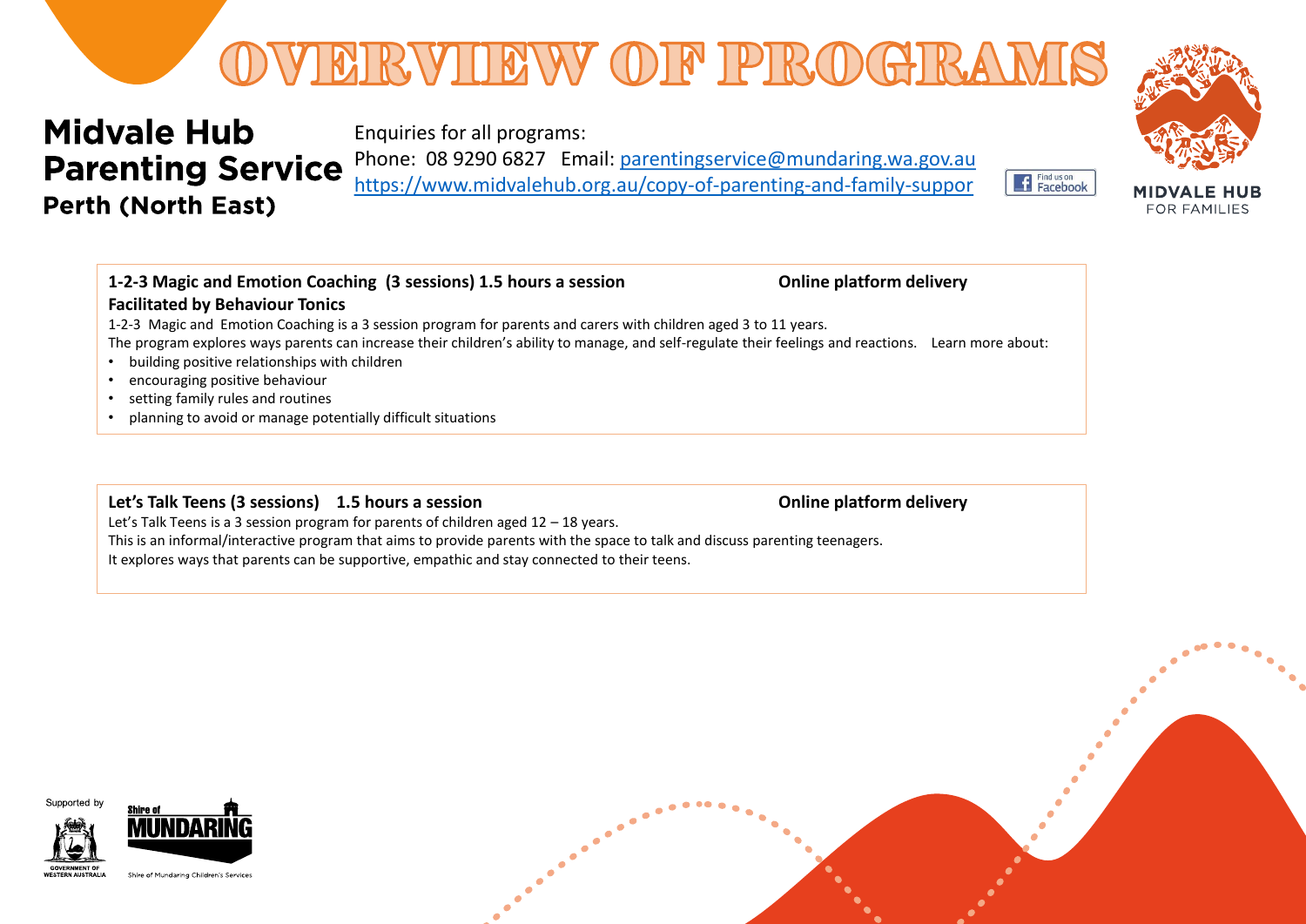# OVERVIEW OF PROGRAMS

## Midvale Hub Parenting Service Perth (North East)

Enquiries for all programs:
Phone: 08 9290 6827 Email: parentingservice@mundaring.wa.gov.au
https://www.midvalehub.org.au/copy-of-parenting-and-family-suppor

Find us on Facebook

MIDVALE HUB FOR FAMILIES

**1-2-3 Magic and Emotion Coaching (3 sessions) 1.5 hours a session** **Online platform delivery**
**Facilitated by Behaviour Tonics**

1-2-3 Magic and Emotion Coaching is a 3 session program for parents and carers with children aged 3 to 11 years.
The program explores ways parents can increase their children's ability to manage, and self-regulate their feelings and reactions. Learn more about:

- building positive relationships with children
- encouraging positive behaviour
- setting family rules and routines
- planning to avoid or manage potentially difficult situations

**Let's Talk Teens (3 sessions) 1.5 hours a session** **Online platform delivery**

Let's Talk Teens is a 3 session program for parents of children aged 12 – 18 years.
This is an informal/interactive program that aims to provide parents with the space to talk and discuss parenting teenagers.
It explores ways that parents can be supportive, empathic and stay connected to their teens.

Supported by

GOVERNMENT OF WESTERN AUSTRALIA

Shire of MUNDARING
Shire of Mundaring Children's Services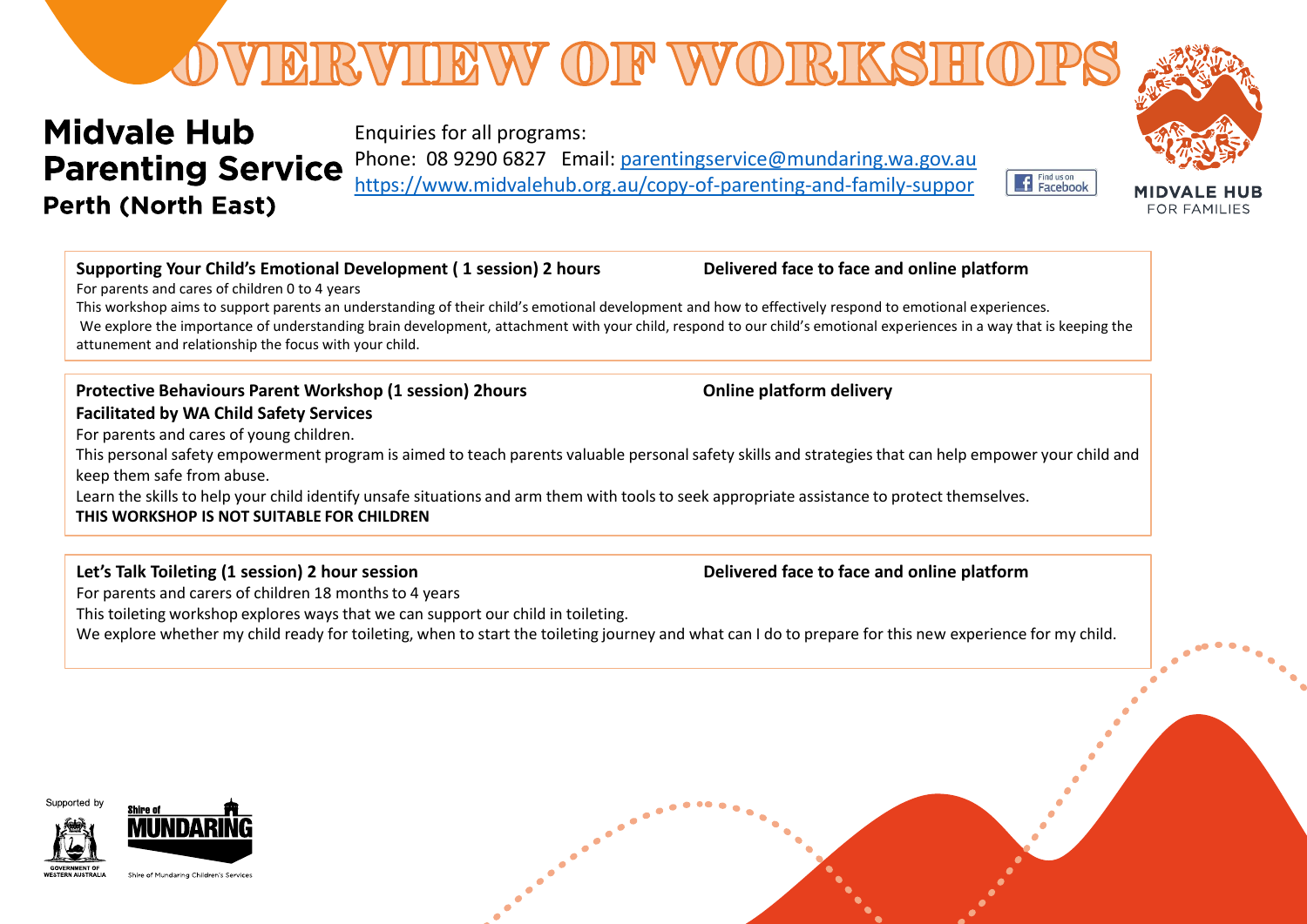# OVERVIEW OF WORKSHOPS

## Midvale Hub Parenting Service Perth (North East)

Enquiries for all programs:
Phone: 08 9290 6827 Email: parentingservice@mundaring.wa.gov.au
https://www.midvalehub.org.au/copy-of-parenting-and-family-suppor

Find us on Facebook

MIDVALE HUB FOR FAMILIES

**Supporting Your Child's Emotional Development ( 1 session) 2 hours** **Delivered face to face and online platform**

For parents and cares of children 0 to 4 years

This workshop aims to support parents an understanding of their child's emotional development and how to effectively respond to emotional experiences.
We explore the importance of understanding brain development, attachment with your child, respond to our child's emotional experiences in a way that is keeping the attunement and relationship the focus with your child.

**Protective Behaviours Parent Workshop (1 session) 2hours** **Online platform delivery**
**Facilitated by WA Child Safety Services**

For parents and cares of young children.

This personal safety empowerment program is aimed to teach parents valuable personal safety skills and strategies that can help empower your child and keep them safe from abuse.

Learn the skills to help your child identify unsafe situations and arm them with tools to seek appropriate assistance to protect themselves.

**THIS WORKSHOP IS NOT SUITABLE FOR CHILDREN**

**Let's Talk Toileting (1 session) 2 hour session** **Delivered face to face and online platform**

For parents and carers of children 18 months to 4 years

This toileting workshop explores ways that we can support our child in toileting.

We explore whether my child ready for toileting, when to start the toileting journey and what can I do to prepare for this new experience for my child.

Supported by GOVERNMENT OF WESTERN AUSTRALIA

Shire of MUNDARING

Shire of Mundaring Children's Services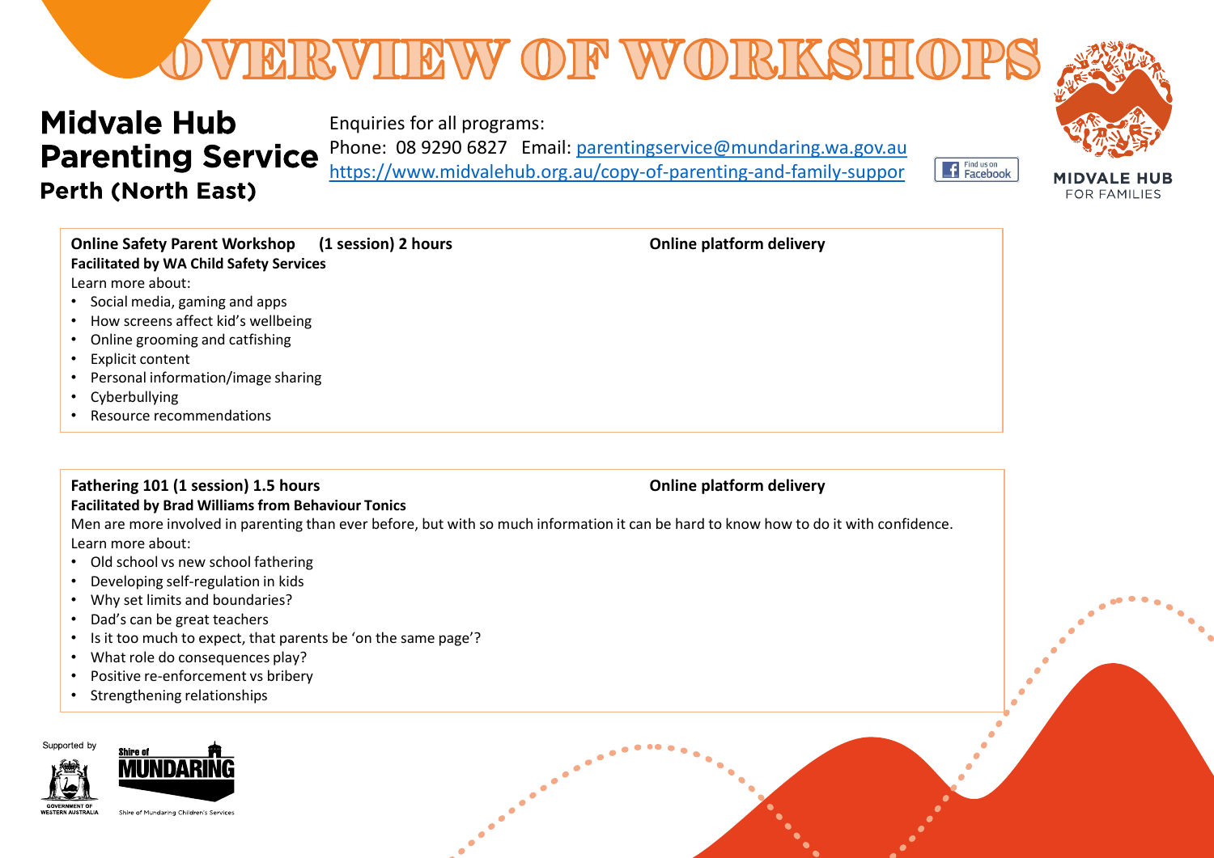# OVERVIEW OF WORKSHOPS

**Midvale Hub Parenting Service**
**Perth (North East)**

Enquiries for all programs:
Phone: 08 9290 6827 Email: parentingservice@mundaring.wa.gov.au
https://www.midvalehub.org.au/copy-of-parenting-and-family-suppor

Find us on Facebook

MIDVALE HUB FOR FAMILIES

**Online Safety Parent Workshop (1 session) 2 hours** — **Online platform delivery**

**Facilitated by WA Child Safety Services**

Learn more about:

- Social media, gaming and apps
- How screens affect kid's wellbeing
- Online grooming and catfishing
- Explicit content
- Personal information/image sharing
- Cyberbullying
- Resource recommendations

**Fathering 101 (1 session) 1.5 hours** — **Online platform delivery**

**Facilitated by Brad Williams from Behaviour Tonics**

Men are more involved in parenting than ever before, but with so much information it can be hard to know how to do it with confidence.

Learn more about:

- Old school vs new school fathering
- Developing self-regulation in kids
- Why set limits and boundaries?
- Dad's can be great teachers
- Is it too much to expect, that parents be 'on the same page'?
- What role do consequences play?
- Positive re-enforcement vs bribery
- Strengthening relationships

Supported by GOVERNMENT OF WESTERN AUSTRALIA

Shire of MUNDARING — Shire of Mundaring Children's Services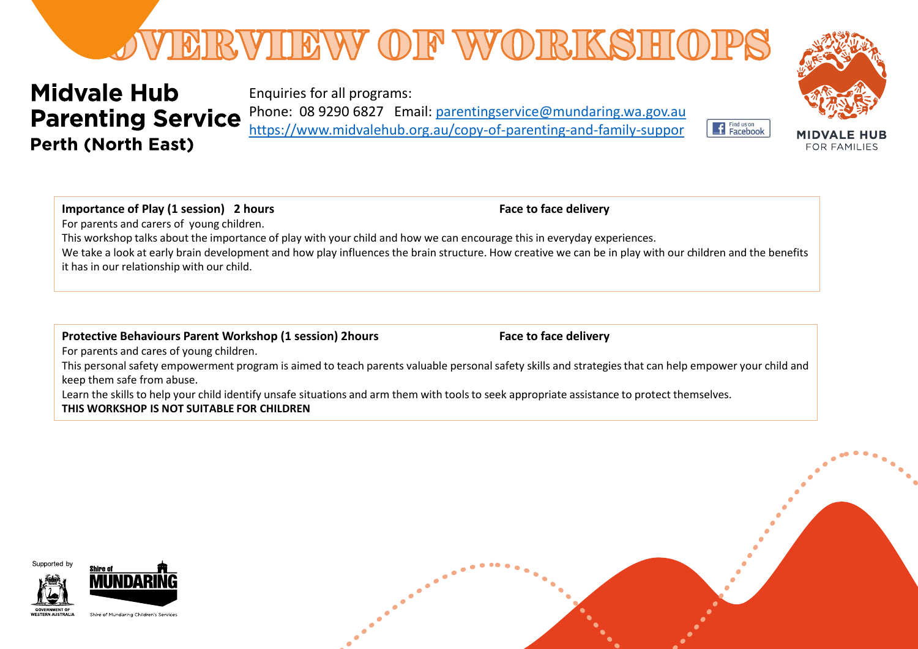# OVERVIEW OF WORKSHOPS

## Midvale Hub Parenting Service
### Perth (North East)

Enquiries for all programs:
Phone: 08 9290 6827 Email: parentingservice@mundaring.wa.gov.au
https://www.midvalehub.org.au/copy-of-parenting-and-family-suppor

Find us on Facebook

MIDVALE HUB FOR FAMILIES

**Importance of Play (1 session) 2 hours** **Face to face delivery**

For parents and carers of young children.

This workshop talks about the importance of play with your child and how we can encourage this in everyday experiences.

We take a look at early brain development and how play influences the brain structure. How creative we can be in play with our children and the benefits it has in our relationship with our child.

**Protective Behaviours Parent Workshop (1 session) 2hours** **Face to face delivery**

For parents and cares of young children.

This personal safety empowerment program is aimed to teach parents valuable personal safety skills and strategies that can help empower your child and keep them safe from abuse.

Learn the skills to help your child identify unsafe situations and arm them with tools to seek appropriate assistance to protect themselves.

**THIS WORKSHOP IS NOT SUITABLE FOR CHILDREN**

Supported by

GOVERNMENT OF WESTERN AUSTRALIA

Shire of MUNDARING

Shire of Mundaring Children's Services